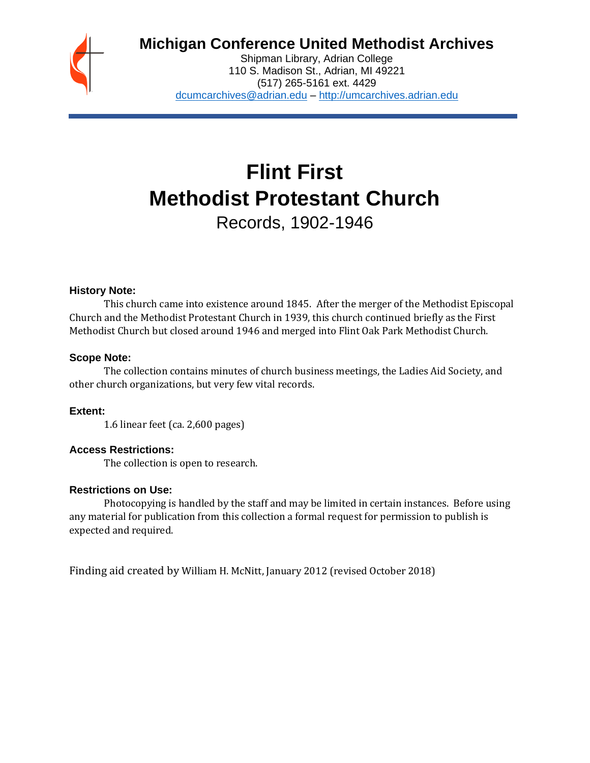# Michigan Conference United Methodist Archives

Shipman Library, Adrian College
110 S. Madison St., Adrian, MI 49221
(517) 265-5161 ext. 4429
dcumcarchives@adrian.edu – http://umcarchives.adrian.edu

# Flint First Methodist Protestant Church

## Records, 1902-1946

### History Note:

This church came into existence around 1845. After the merger of the Methodist Episcopal Church and the Methodist Protestant Church in 1939, this church continued briefly as the First Methodist Church but closed around 1946 and merged into Flint Oak Park Methodist Church.

### Scope Note:

The collection contains minutes of church business meetings, the Ladies Aid Society, and other church organizations, but very few vital records.

### Extent:

1.6 linear feet (ca. 2,600 pages)

### Access Restrictions:

The collection is open to research.

### Restrictions on Use:

Photocopying is handled by the staff and may be limited in certain instances. Before using any material for publication from this collection a formal request for permission to publish is expected and required.

Finding aid created by William H. McNitt, January 2012 (revised October 2018)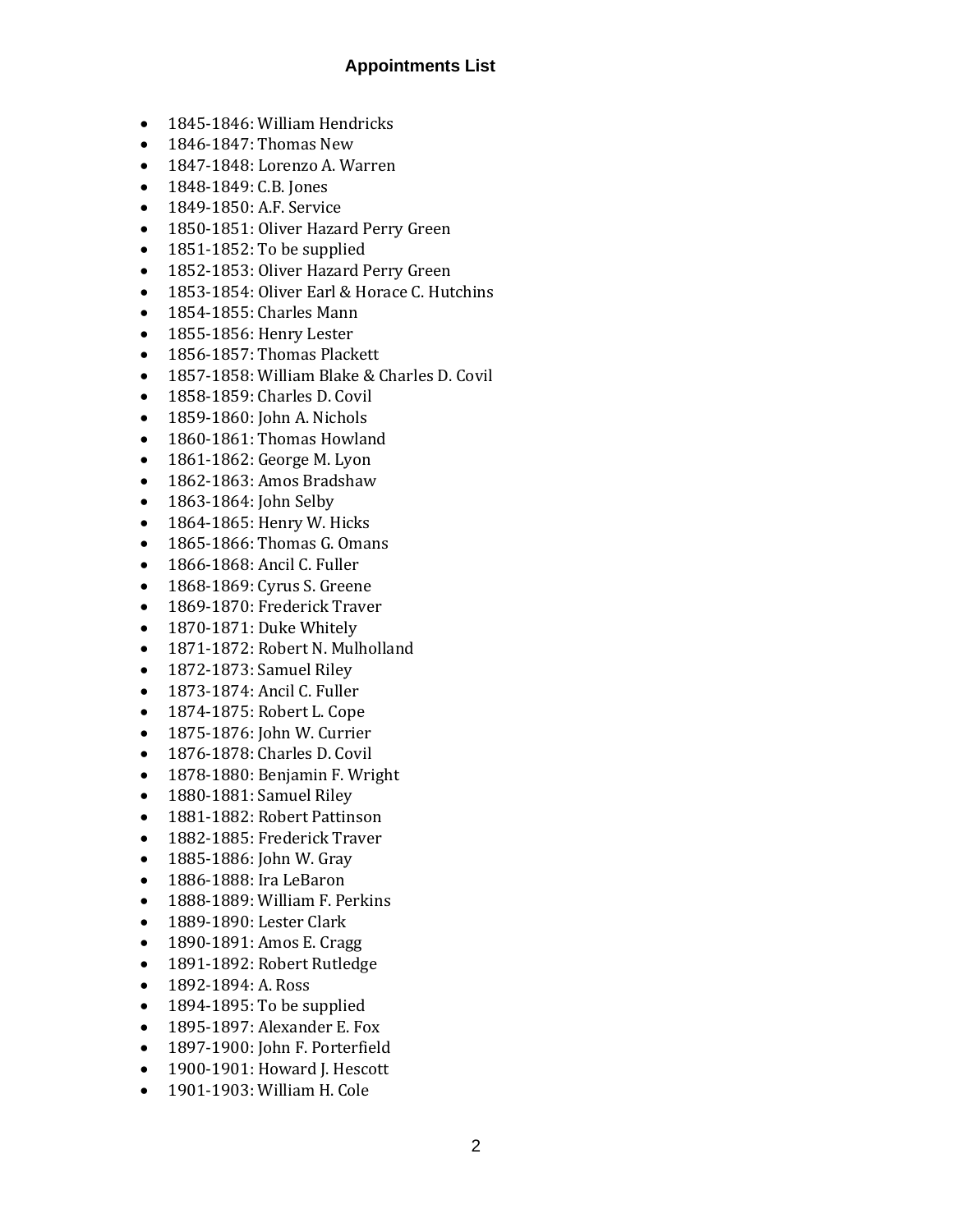## Appointments List

- 1845-1846: William Hendricks
- 1846-1847: Thomas New
- 1847-1848: Lorenzo A. Warren
- 1848-1849: C.B. Jones
- 1849-1850: A.F. Service
- 1850-1851: Oliver Hazard Perry Green
- 1851-1852: To be supplied
- 1852-1853: Oliver Hazard Perry Green
- 1853-1854: Oliver Earl & Horace C. Hutchins
- 1854-1855: Charles Mann
- 1855-1856: Henry Lester
- 1856-1857: Thomas Plackett
- 1857-1858: William Blake & Charles D. Covil
- 1858-1859: Charles D. Covil
- 1859-1860: John A. Nichols
- 1860-1861: Thomas Howland
- 1861-1862: George M. Lyon
- 1862-1863: Amos Bradshaw
- 1863-1864: John Selby
- 1864-1865: Henry W. Hicks
- 1865-1866: Thomas G. Omans
- 1866-1868: Ancil C. Fuller
- 1868-1869: Cyrus S. Greene
- 1869-1870: Frederick Traver
- 1870-1871: Duke Whitely
- 1871-1872: Robert N. Mulholland
- 1872-1873: Samuel Riley
- 1873-1874: Ancil C. Fuller
- 1874-1875: Robert L. Cope
- 1875-1876: John W. Currier
- 1876-1878: Charles D. Covil
- 1878-1880: Benjamin F. Wright
- 1880-1881: Samuel Riley
- 1881-1882: Robert Pattinson
- 1882-1885: Frederick Traver
- 1885-1886: John W. Gray
- 1886-1888: Ira LeBaron
- 1888-1889: William F. Perkins
- 1889-1890: Lester Clark
- 1890-1891: Amos E. Cragg
- 1891-1892: Robert Rutledge
- 1892-1894: A. Ross
- 1894-1895: To be supplied
- 1895-1897: Alexander E. Fox
- 1897-1900: John F. Porterfield
- 1900-1901: Howard J. Hescott
- 1901-1903: William H. Cole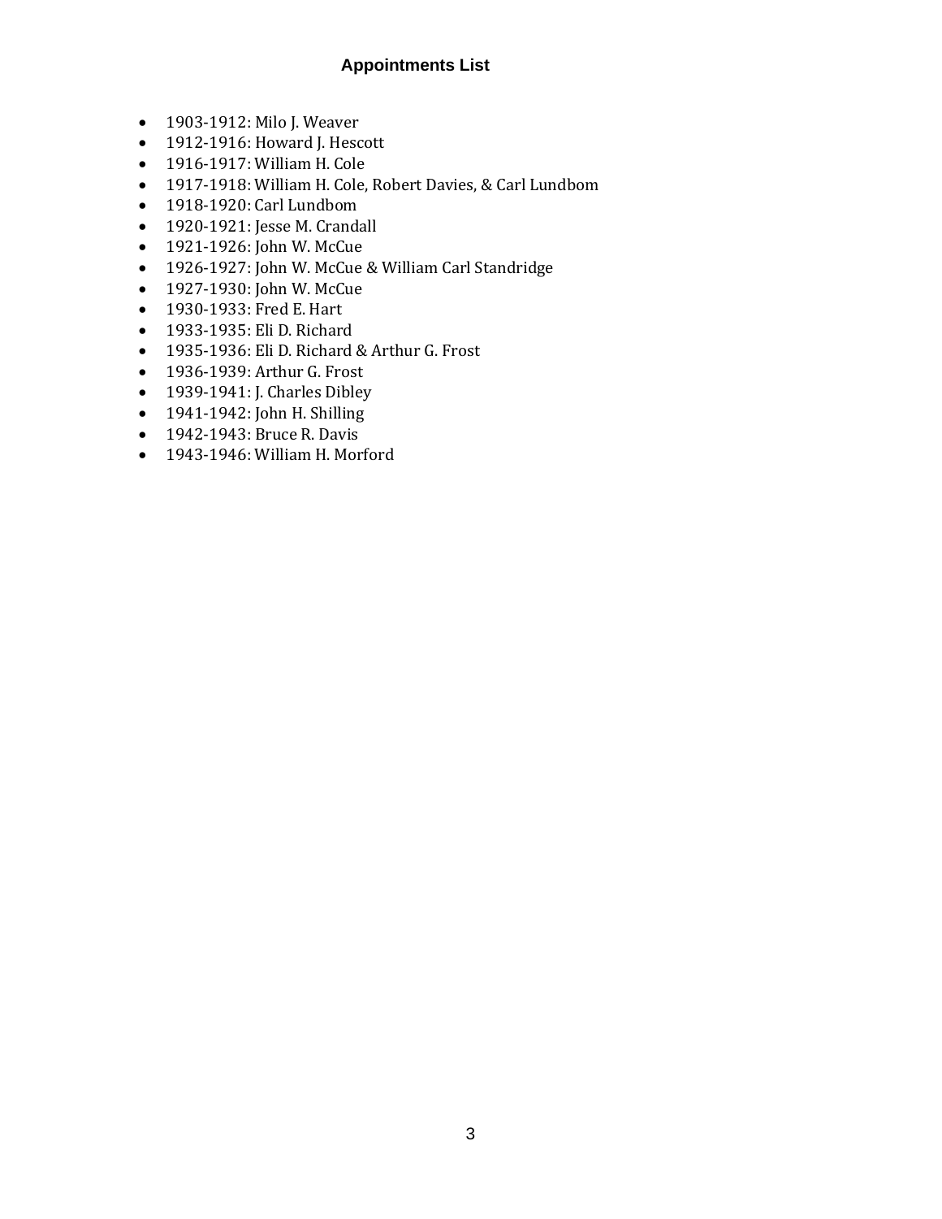## Appointments List

- 1903-1912: Milo J. Weaver
- 1912-1916: Howard J. Hescott
- 1916-1917: William H. Cole
- 1917-1918: William H. Cole, Robert Davies, & Carl Lundbom
- 1918-1920: Carl Lundbom
- 1920-1921: Jesse M. Crandall
- 1921-1926: John W. McCue
- 1926-1927: John W. McCue & William Carl Standridge
- 1927-1930: John W. McCue
- 1930-1933: Fred E. Hart
- 1933-1935: Eli D. Richard
- 1935-1936: Eli D. Richard & Arthur G. Frost
- 1936-1939: Arthur G. Frost
- 1939-1941: J. Charles Dibley
- 1941-1942: John H. Shilling
- 1942-1943: Bruce R. Davis
- 1943-1946: William H. Morford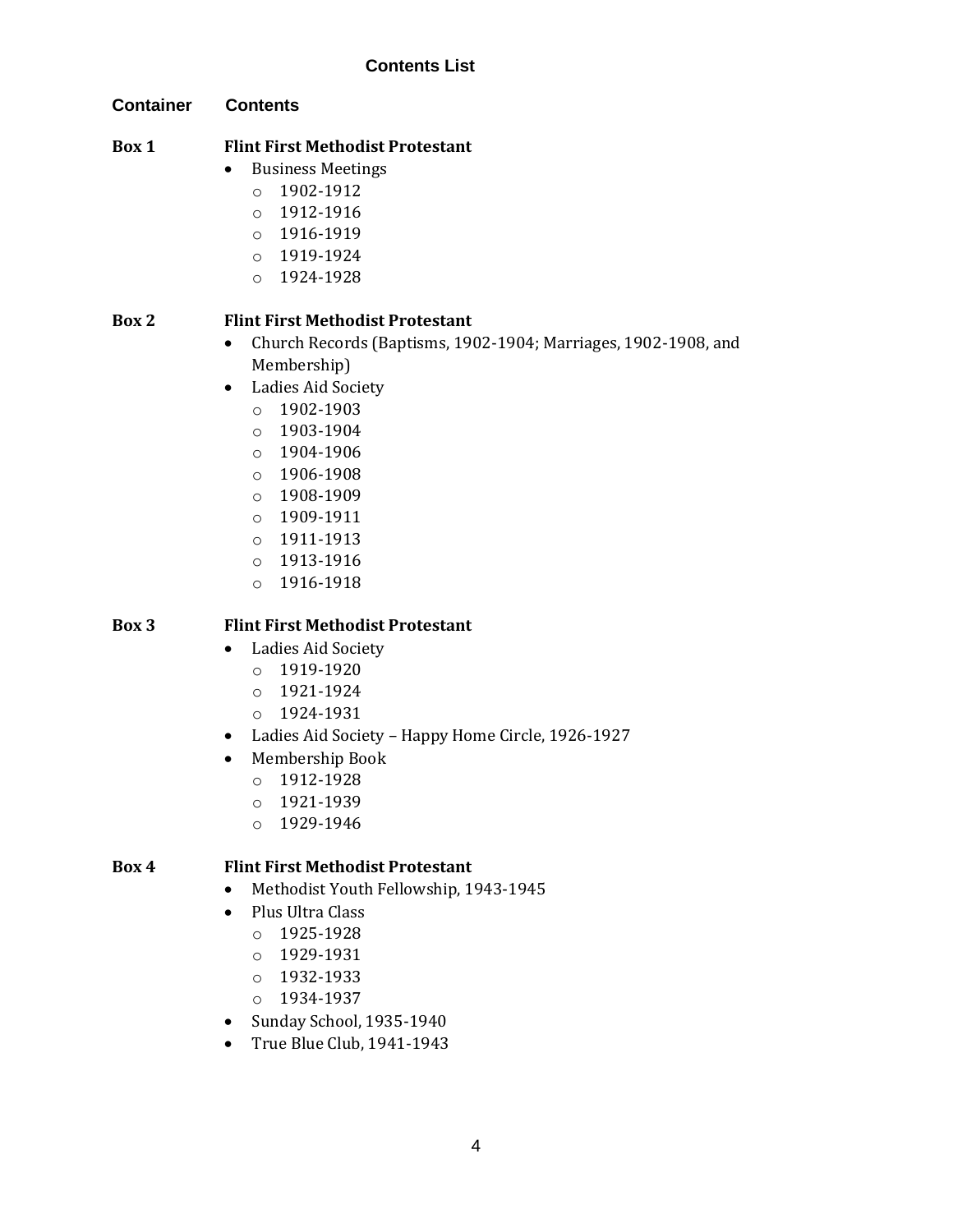## Contents List

| Container | Contents |
|---|---|
| **Box 1** | **Flint First Methodist Protestant** |

- Business Meetings
  - 1902-1912
  - 1912-1916
  - 1916-1919
  - 1919-1924
  - 1924-1928

| | |
|---|---|
| **Box 2** | **Flint First Methodist Protestant** |

- Church Records (Baptisms, 1902-1904; Marriages, 1902-1908, and Membership)
- Ladies Aid Society
  - 1902-1903
  - 1903-1904
  - 1904-1906
  - 1906-1908
  - 1908-1909
  - 1909-1911
  - 1911-1913
  - 1913-1916
  - 1916-1918

| | |
|---|---|
| **Box 3** | **Flint First Methodist Protestant** |

- Ladies Aid Society
  - 1919-1920
  - 1921-1924
  - 1924-1931
- Ladies Aid Society – Happy Home Circle, 1926-1927
- Membership Book
  - 1912-1928
  - 1921-1939
  - 1929-1946

| | |
|---|---|
| **Box 4** | **Flint First Methodist Protestant** |

- Methodist Youth Fellowship, 1943-1945
- Plus Ultra Class
  - 1925-1928
  - 1929-1931
  - 1932-1933
  - 1934-1937
- Sunday School, 1935-1940
- True Blue Club, 1941-1943